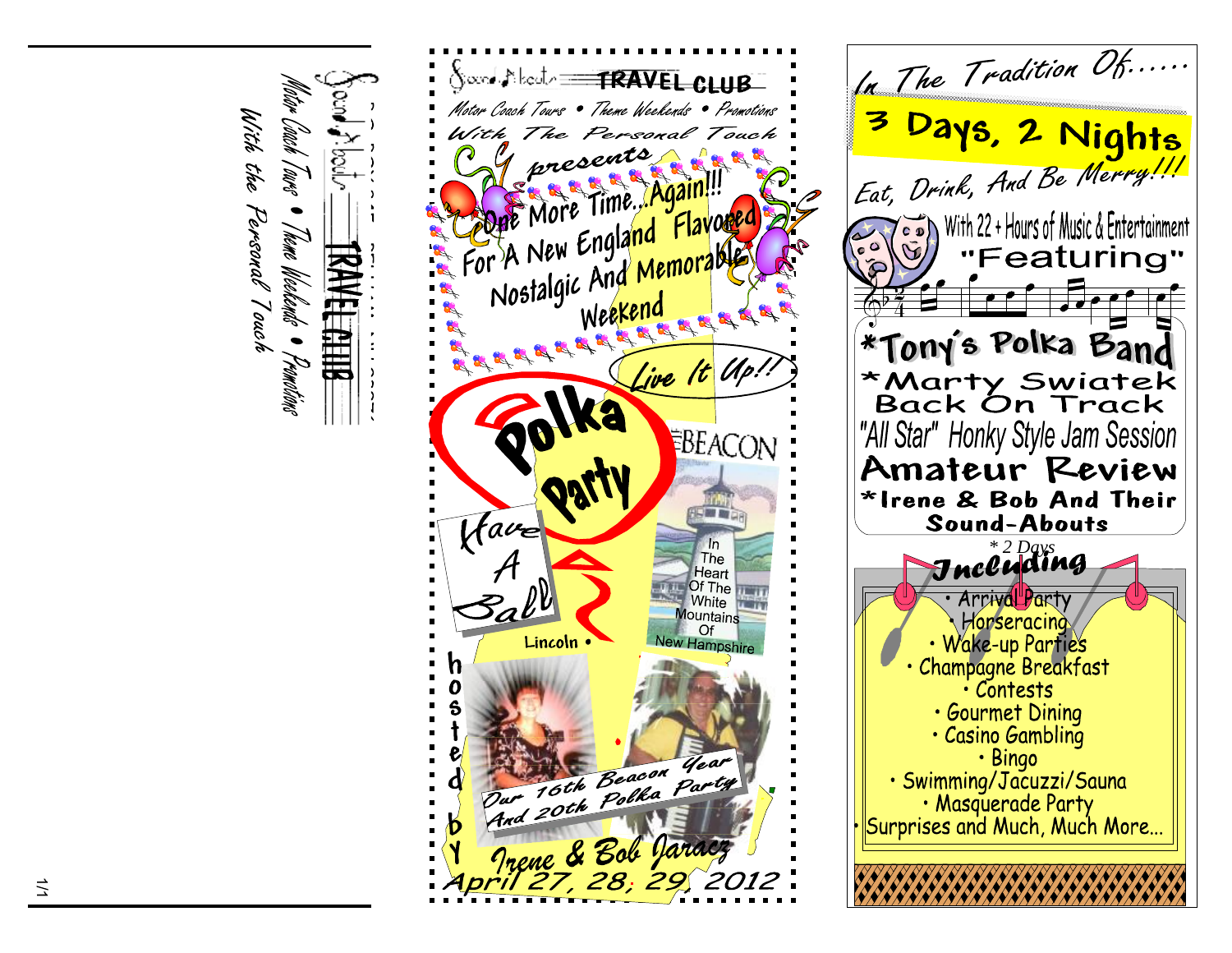Sound-Abouts TRAVEL CLUB

*Motor Coach Tours • Theme Weekends • Promotions*

*With the Personal Touch*

---

# Sound-Abouts TRAVEL CLUB

*Motor Coach Tours • Theme Weekends • Promotions*

*With The Personal Touch*

*presents*

## One More Time...Again!!!

## For A New England Flavored Nostalgic And Memorable Weekend

*Live It Up!!*

# Polka Party

*Have A Ball*

Lincoln •

BEACON

In The Heart Of The White Mountains Of New Hampshire

*Our 16th Beacon Year And 20th Polka Party*

hosted by

*Irene & Bob Jaracz*

*April 27, 28, 29, 2012*

---

*In The Tradition Of......*

## 3 Days, 2 Nights

*Eat, Drink, And Be Merry!!!*

With 22 + Hours of Music & Entertainment

**"Featuring"**

- **\*Tony's Polka Band**
- **\*Marty Swiatek Back On Track**
- *"All Star" Honky Style Jam Session*
- **Amateur Review**
- **\*Irene & Bob And Their Sound-Abouts**

\* 2 Days

### Including

- Arrival Party
- Horseracing
- Wake-up Parties
- Champagne Breakfast
- Contests
- Gourmet Dining
- Casino Gambling
- Bingo
- Swimming/Jacuzzi/Sauna
- Masquerade Party
- Surprises and Much, Much More...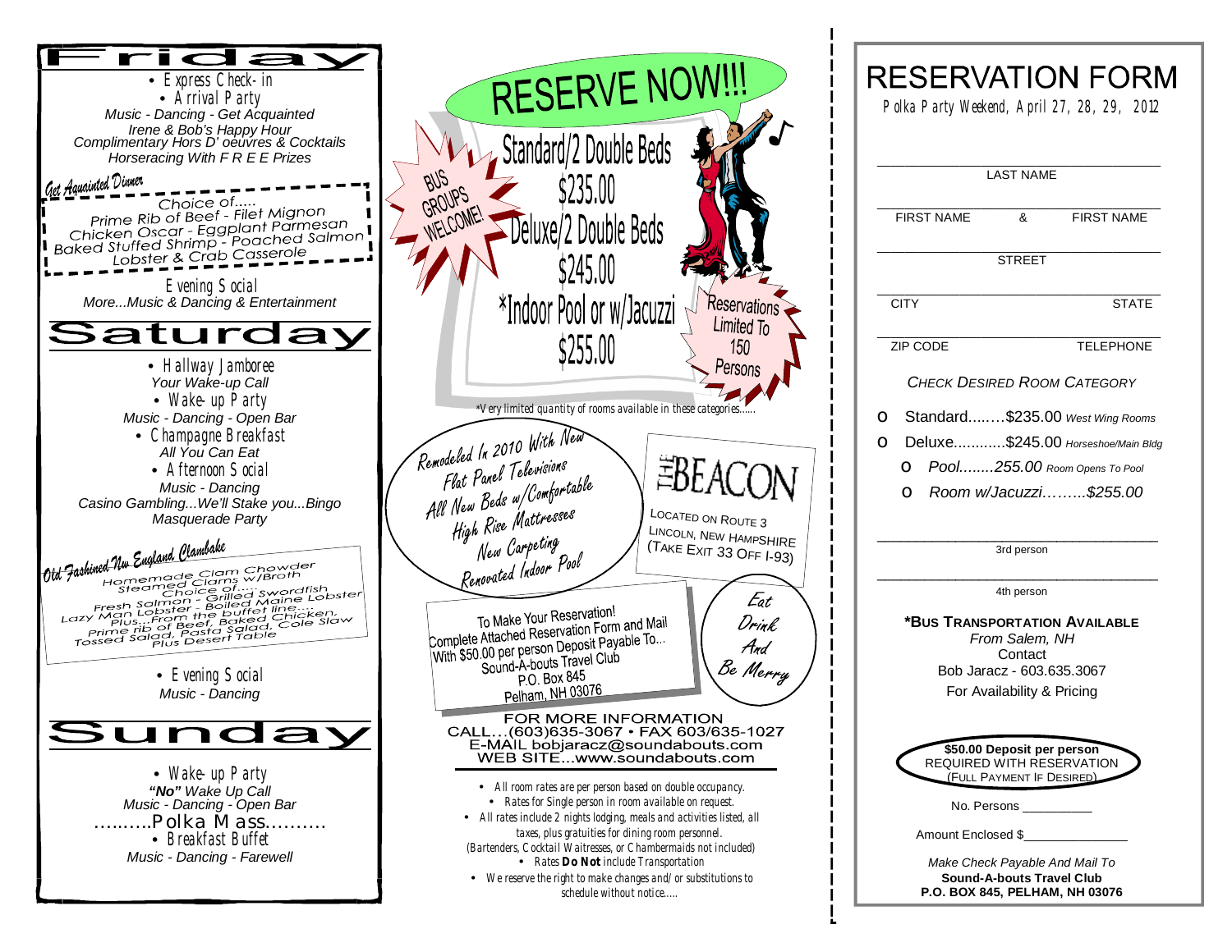# Friday

- Express Check-in
- Arrival Party

*Music - Dancing - Get Acquainted*
*Irene & Bob's Happy Hour*
*Complimentary Hors D' oeuvres & Cocktails*
*Horseracing With F R E E Prizes*

**Get Aquainted Dinner**

Choice of.....
Prime Rib of Beef - Filet Mignon
Chicken Oscar - Eggplant Parmesan
Baked Stuffed Shrimp - Poached Salmon
Lobster & Crab Casserole

- Evening Social

*More...Music & Dancing & Entertainment*

# Saturday

- Hallway Jamboree

*Your Wake-up Call*

- Wake-up Party

*Music - Dancing - Open Bar*

- Champagne Breakfast

*All You Can Eat*

- Afternoon Social

*Music - Dancing*
*Casino Gambling...We'll Stake you...Bingo*
*Masquerade Party*

**Old Fashined New England Clambake**

Homemade Clam Chowder
Steamed Clams w/Broth
Choice of.....
Fresh Salmon - Grilled Swordfish
Lazy Man Lobster - Boiled Maine Lobster
Plus...From the buffet line....
Prime rib of Beef, Baked Chicken,
Tossed Salad, Pasta Salad, Cole Slaw
Plus Desert Table

- Evening Social

*Music - Dancing*

# Sunday

- Wake-up Party

***"No"** Wake Up Call*
*Music - Dancing - Open Bar*

..........Polka Mass..........

- Breakfast Buffet

*Music - Dancing - Farewell*

# RESERVE NOW!!!

BUS GROUPS WELCOME!

Standard/2 Double Beds
$235.00

Deluxe/2 Double Beds
$245.00

*Indoor Pool or w/Jacuzzi
$255.00

Reservations Limited To 150 Persons

*Very limited quantity of rooms available in these categories......

*Remodeled In 2010 With New Flat Panel Televisions All New Beds w/Comfortable High Rise Mattresses New Carpeting Renovated Indoor Pool*

THE BEACON
LOCATED ON ROUTE 3
LINCOLN, NEW HAMPSHIRE
(TAKE EXIT 33 OFF I-93)

To Make Your Reservation!
Complete Attached Reservation Form and Mail
With $50.00 per person Deposit Payable To...
Sound-A-bouts Travel Club
P.O. Box 845
Pelham, NH 03076

*Eat Drink And Be Merry*

FOR MORE INFORMATION
CALL...(603)635-3067 • FAX 603/635-1027
E-MAIL bobjaracz@soundabouts.com
WEB SITE...www.soundabouts.com

- *All room rates are per person based on double occupancy.*
- *Rates for Single person in room available on request.*
- *All rates include 2 nights lodging, meals and activities listed, all taxes, plus gratuities for dining room personnel. (Bartenders, Cocktail Waitresses, or Chambermaids not included)*
- *Rates **Do Not** include Transportation*
- *We reserve the right to make changes and/or substitutions to schedule without notice.....*

# RESERVATION FORM

*Polka Party Weekend, April 27, 28, 29, 2012*

______________________________
LAST NAME

______________________________
FIRST NAME & FIRST NAME

______________________________
STREET

______________________________
CITY STATE

______________________________
ZIP CODE TELEPHONE

*CHECK DESIRED ROOM CATEGORY*

- o Standard.......$235.00 *West Wing Rooms*
- o Deluxe............$245.00 *Horseshoe/Main Bldg*
  - o *Pool........255.00 Room Opens To Pool*
  - o *Room w/Jacuzzi.........$255.00*

______________________________
3rd person

______________________________
4th person

***BUS TRANSPORTATION AVAILABLE**
*From Salem, NH*
Contact
Bob Jaracz - 603.635.3067
For Availability & Pricing

**$50.00 Deposit per person**
REQUIRED WITH RESERVATION
(FULL PAYMENT IF DESIRED)

No. Persons __________

Amount Enclosed $______________

*Make Check Payable And Mail To*
**Sound-A-bouts Travel Club**
**P.O. BOX 845, PELHAM, NH 03076**